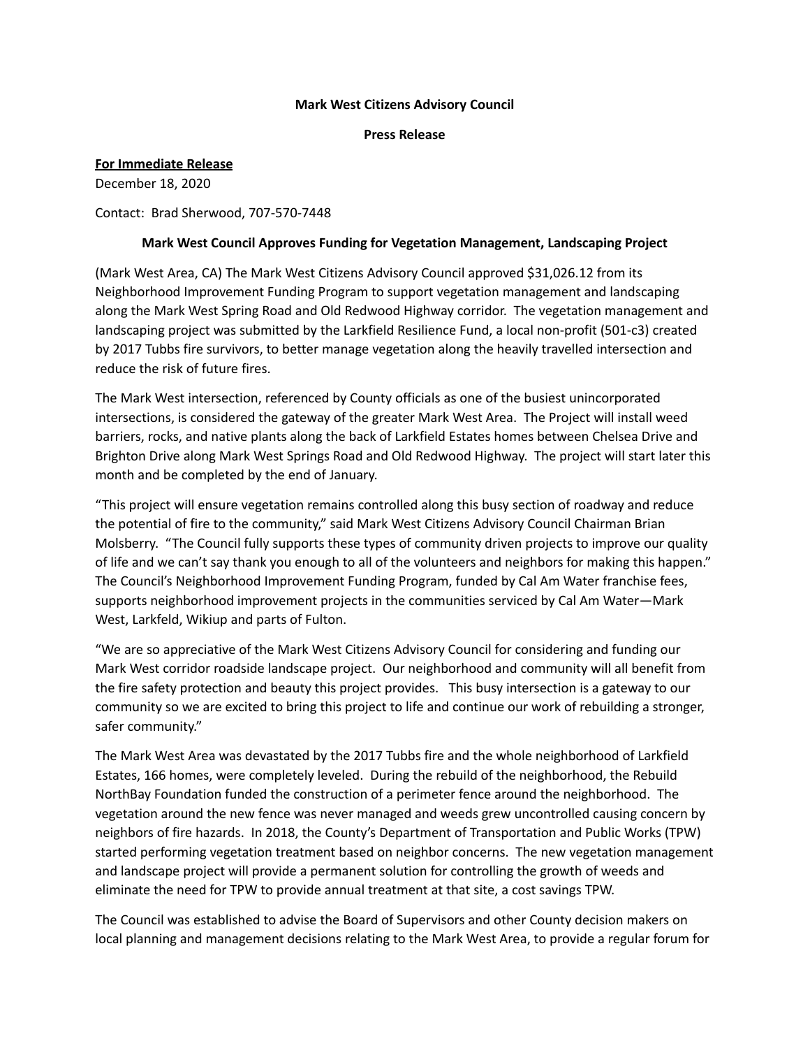**Mark West Citizens Advisory Council**

**Press Release**

**For Immediate Release**

December 18, 2020

Contact: Brad Sherwood, 707-570-7448

**Mark West Council Approves Funding for Vegetation Management, Landscaping Project**

(Mark West Area, CA) The Mark West Citizens Advisory Council approved $31,026.12 from its Neighborhood Improvement Funding Program to support vegetation management and landscaping along the Mark West Spring Road and Old Redwood Highway corridor. The vegetation management and landscaping project was submitted by the Larkfield Resilience Fund, a local non-profit (501-c3) created by 2017 Tubbs fire survivors, to better manage vegetation along the heavily travelled intersection and reduce the risk of future fires.

The Mark West intersection, referenced by County officials as one of the busiest unincorporated intersections, is considered the gateway of the greater Mark West Area. The Project will install weed barriers, rocks, and native plants along the back of Larkfield Estates homes between Chelsea Drive and Brighton Drive along Mark West Springs Road and Old Redwood Highway. The project will start later this month and be completed by the end of January.

"This project will ensure vegetation remains controlled along this busy section of roadway and reduce the potential of fire to the community," said Mark West Citizens Advisory Council Chairman Brian Molsberry. "The Council fully supports these types of community driven projects to improve our quality of life and we can't say thank you enough to all of the volunteers and neighbors for making this happen." The Council's Neighborhood Improvement Funding Program, funded by Cal Am Water franchise fees, supports neighborhood improvement projects in the communities serviced by Cal Am Water—Mark West, Larkfeld, Wikiup and parts of Fulton.

"We are so appreciative of the Mark West Citizens Advisory Council for considering and funding our Mark West corridor roadside landscape project. Our neighborhood and community will all benefit from the fire safety protection and beauty this project provides. This busy intersection is a gateway to our community so we are excited to bring this project to life and continue our work of rebuilding a stronger, safer community."

The Mark West Area was devastated by the 2017 Tubbs fire and the whole neighborhood of Larkfield Estates, 166 homes, were completely leveled. During the rebuild of the neighborhood, the Rebuild NorthBay Foundation funded the construction of a perimeter fence around the neighborhood. The vegetation around the new fence was never managed and weeds grew uncontrolled causing concern by neighbors of fire hazards. In 2018, the County's Department of Transportation and Public Works (TPW) started performing vegetation treatment based on neighbor concerns. The new vegetation management and landscape project will provide a permanent solution for controlling the growth of weeds and eliminate the need for TPW to provide annual treatment at that site, a cost savings TPW.

The Council was established to advise the Board of Supervisors and other County decision makers on local planning and management decisions relating to the Mark West Area, to provide a regular forum for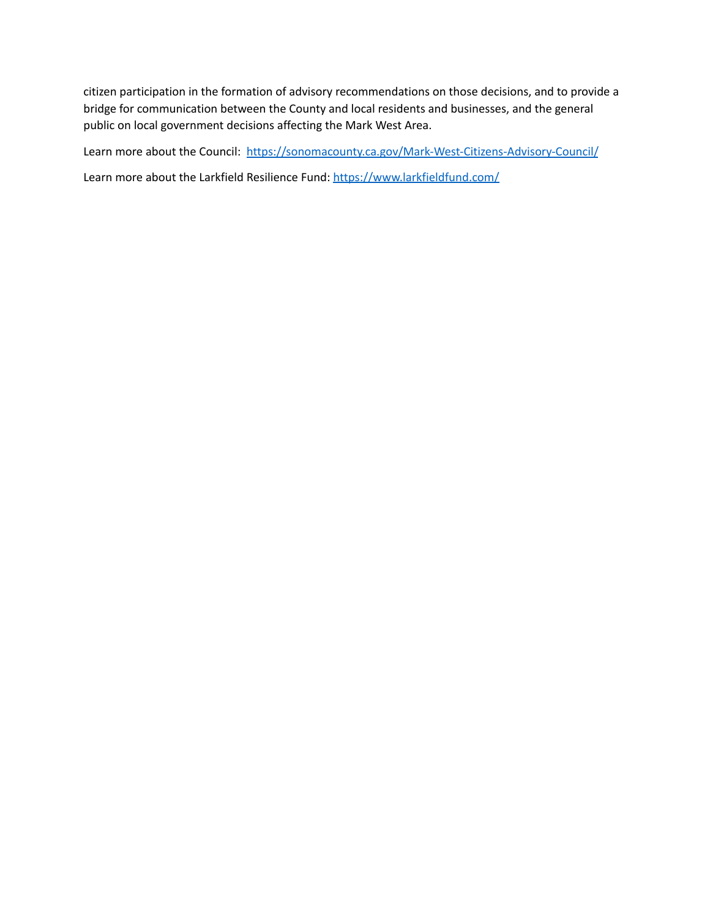citizen participation in the formation of advisory recommendations on those decisions, and to provide a bridge for communication between the County and local residents and businesses, and the general public on local government decisions affecting the Mark West Area.

Learn more about the Council: [https://sonomacounty.ca.gov/Mark-West-Citizens-Advisory-Council/](https://sonomacounty.ca.gov/Mark-West-Citizens-Advisory-Council/)

Learn more about the Larkfield Resilience Fund: [https://www.larkfieldfund.com/](https://www.larkfieldfund.com/)